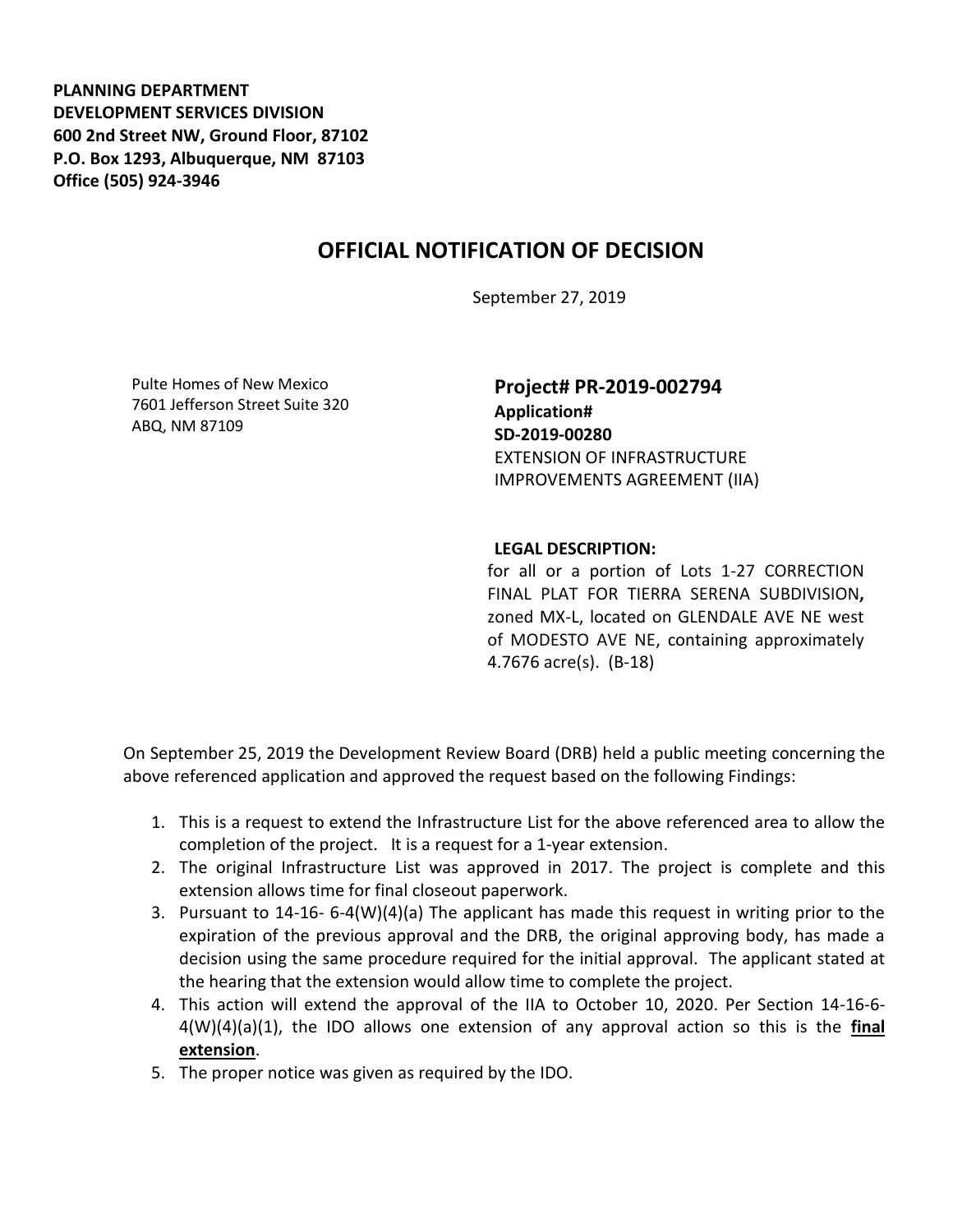**PLANNING DEPARTMENT**
**DEVELOPMENT SERVICES DIVISION**
**600 2nd Street NW, Ground Floor, 87102**
**P.O. Box 1293, Albuquerque, NM 87103**
**Office (505) 924-3946**

# OFFICIAL NOTIFICATION OF DECISION

September 27, 2019

Pulte Homes of New Mexico
7601 Jefferson Street Suite 320
ABQ, NM 87109

**Project# PR-2019-002794**
**Application#**
**SD-2019-00280**
EXTENSION OF INFRASTRUCTURE IMPROVEMENTS AGREEMENT (IIA)

**LEGAL DESCRIPTION:**
for all or a portion of Lots 1-27 CORRECTION FINAL PLAT FOR TIERRA SERENA SUBDIVISION**,** zoned MX-L, located on GLENDALE AVE NE west of MODESTO AVE NE, containing approximately 4.7676 acre(s). (B-18)

On September 25, 2019 the Development Review Board (DRB) held a public meeting concerning the above referenced application and approved the request based on the following Findings:

1. This is a request to extend the Infrastructure List for the above referenced area to allow the completion of the project. It is a request for a 1-year extension.
2. The original Infrastructure List was approved in 2017. The project is complete and this extension allows time for final closeout paperwork.
3. Pursuant to 14-16- 6-4(W)(4)(a) The applicant has made this request in writing prior to the expiration of the previous approval and the DRB, the original approving body, has made a decision using the same procedure required for the initial approval. The applicant stated at the hearing that the extension would allow time to complete the project.
4. This action will extend the approval of the IIA to October 10, 2020. Per Section 14-16-6-4(W)(4)(a)(1), the IDO allows one extension of any approval action so this is the **final extension**.
5. The proper notice was given as required by the IDO.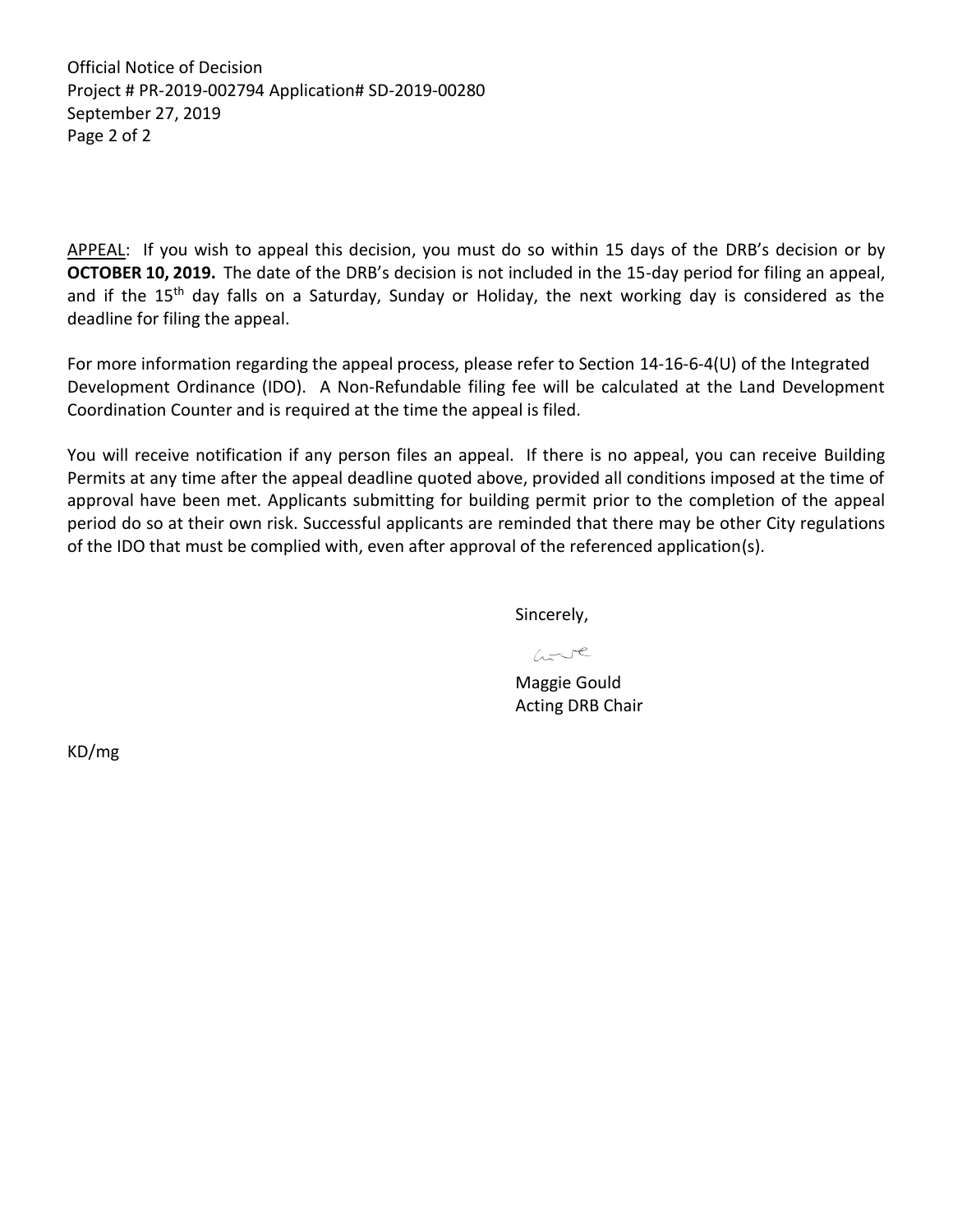APPEAL: If you wish to appeal this decision, you must do so within 15 days of the DRB's decision or by **OCTOBER 10, 2019.** The date of the DRB's decision is not included in the 15-day period for filing an appeal, and if the 15th day falls on a Saturday, Sunday or Holiday, the next working day is considered as the deadline for filing the appeal.

For more information regarding the appeal process, please refer to Section 14-16-6-4(U) of the Integrated Development Ordinance (IDO). A Non-Refundable filing fee will be calculated at the Land Development Coordination Counter and is required at the time the appeal is filed.

You will receive notification if any person files an appeal. If there is no appeal, you can receive Building Permits at any time after the appeal deadline quoted above, provided all conditions imposed at the time of approval have been met. Applicants submitting for building permit prior to the completion of the appeal period do so at their own risk. Successful applicants are reminded that there may be other City regulations of the IDO that must be complied with, even after approval of the referenced application(s).

Sincerely,

Maggie Gould
Acting DRB Chair

KD/mg